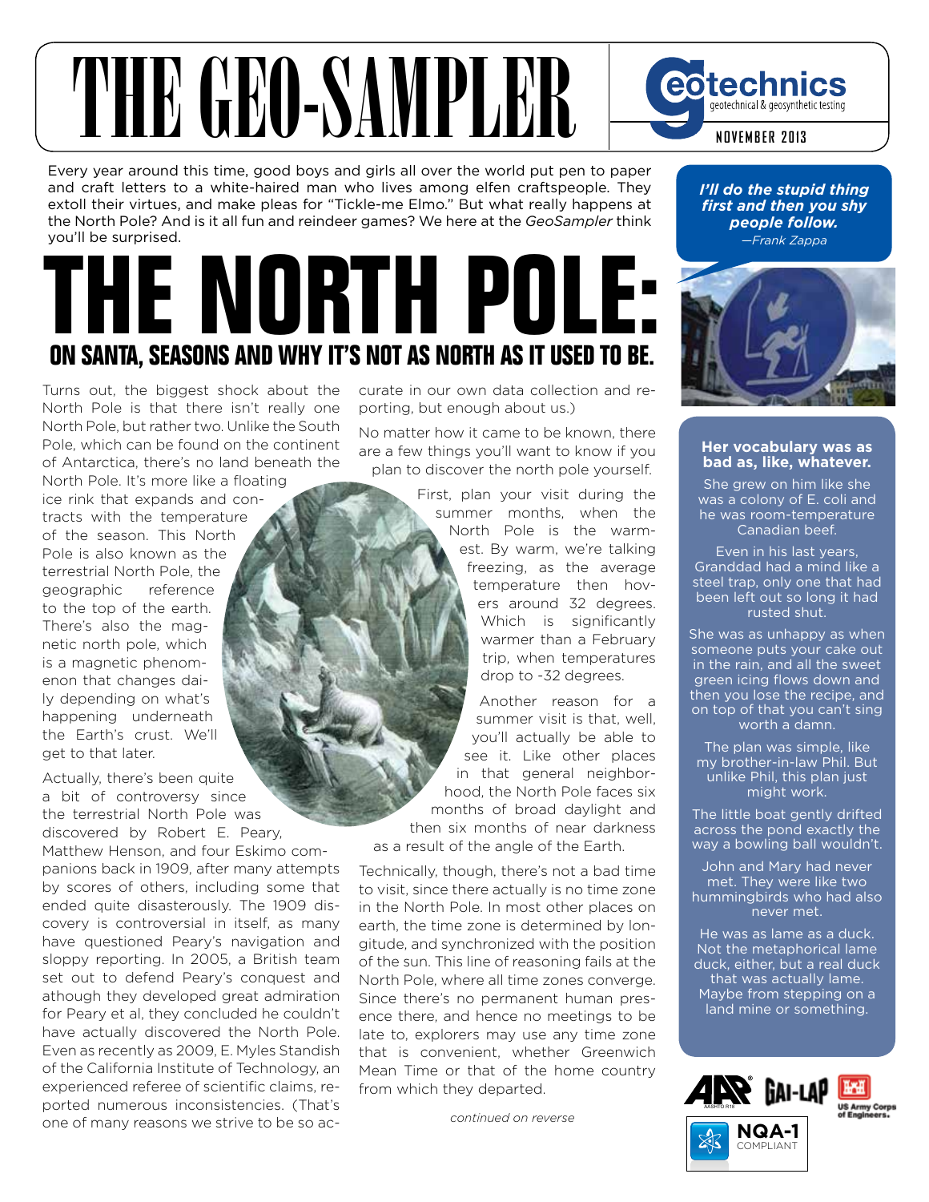# THE GEO-SAMPLER

geotechnics
geotechnical & geosynthetic testing

NOVEMBER 2013

Every year around this time, good boys and girls all over the world put pen to paper and craft letters to a white-haired man who lives among elfen craftspeople. They extoll their virtues, and make pleas for "Tickle-me Elmo." But what really happens at the North Pole? And is it all fun and reindeer games? We here at the *GeoSampler* think you'll be surprised.

# THE NORTH POLE:

## ON SANTA, SEASONS AND WHY IT'S NOT AS NORTH AS IT USED TO BE.

Turns out, the biggest shock about the North Pole is that there isn't really one North Pole, but rather two. Unlike the South Pole, which can be found on the continent of Antarctica, there's no land beneath the North Pole. It's more like a floating ice rink that expands and contracts with the temperature of the season. This North Pole is also known as the terrestrial North Pole, the geographic reference to the top of the earth. There's also the magnetic north pole, which is a magnetic phenomenon that changes daily depending on what's happening underneath the Earth's crust. We'll get to that later.

Actually, there's been quite a bit of controversy since the terrestrial North Pole was discovered by Robert E. Peary, Matthew Henson, and four Eskimo companions back in 1909, after many attempts by scores of others, including some that ended quite disasterously. The 1909 discovery is controversial in itself, as many have questioned Peary's navigation and sloppy reporting. In 2005, a British team set out to defend Peary's conquest and athough they developed great admiration for Peary et al, they concluded he couldn't have actually discovered the North Pole. Even as recently as 2009, E. Myles Standish of the California Institute of Technology, an experienced referee of scientific claims, reported numerous inconsistencies. (That's one of many reasons we strive to be so accurate in our own data collection and reporting, but enough about us.)

No matter how it came to be known, there are a few things you'll want to know if you plan to discover the north pole yourself.

First, plan your visit during the summer months, when the North Pole is the warmest. By warm, we're talking freezing, as the average temperature then hovers around 32 degrees. Which is significantly warmer than a February trip, when temperatures drop to -32 degrees.

Another reason for a summer visit is that, well, you'll actually be able to see it. Like other places in that general neighborhood, the North Pole faces six months of broad daylight and then six months of near darkness as a result of the angle of the Earth.

Technically, though, there's not a bad time to visit, since there actually is no time zone in the North Pole. In most other places on earth, the time zone is determined by longitude, and synchronized with the position of the sun. This line of reasoning fails at the North Pole, where all time zones converge. Since there's no permanent human presence there, and hence no meetings to be late to, explorers may use any time zone that is convenient, whether Greenwich Mean Time or that of the home country from which they departed.

*continued on reverse*

***I'll do the stupid thing first and then you shy people follow.***
*—Frank Zappa*

**Her vocabulary was as bad as, like, whatever.**

She grew on him like she was a colony of E. coli and he was room-temperature Canadian beef.

Even in his last years, Granddad had a mind like a steel trap, only one that had been left out so long it had rusted shut.

She was as unhappy as when someone puts your cake out in the rain, and all the sweet green icing flows down and then you lose the recipe, and on top of that you can't sing worth a damn.

The plan was simple, like my brother-in-law Phil. But unlike Phil, this plan just might work.

The little boat gently drifted across the pond exactly the way a bowling ball wouldn't.

John and Mary had never met. They were like two hummingbirds who had also never met.

He was as lame as a duck. Not the metaphorical lame duck, either, but a real duck that was actually lame. Maybe from stepping on a land mine or something.

AASHTO R18 · GAI-LAP · US Army Corps of Engineers · NQA-1 COMPLIANT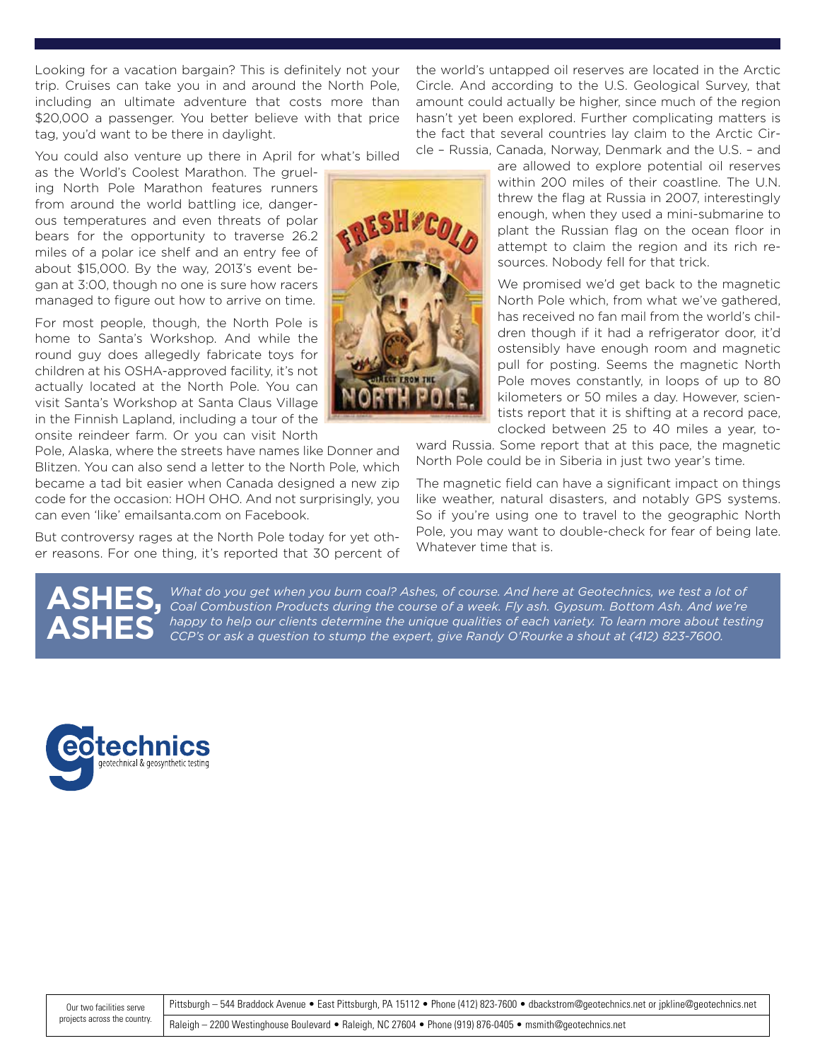Looking for a vacation bargain? This is definitely not your trip. Cruises can take you in and around the North Pole, including an ultimate adventure that costs more than $20,000 a passenger. You better believe with that price tag, you'd want to be there in daylight.

You could also venture up there in April for what's billed as the World's Coolest Marathon. The grueling North Pole Marathon features runners from around the world battling ice, dangerous temperatures and even threats of polar bears for the opportunity to traverse 26.2 miles of a polar ice shelf and an entry fee of about $15,000. By the way, 2013's event began at 3:00, though no one is sure how racers managed to figure out how to arrive on time.

For most people, though, the North Pole is home to Santa's Workshop. And while the round guy does allegedly fabricate toys for children at his OSHA-approved facility, it's not actually located at the North Pole. You can visit Santa's Workshop at Santa Claus Village in the Finnish Lapland, including a tour of the onsite reindeer farm. Or you can visit North Pole, Alaska, where the streets have names like Donner and Blitzen. You can also send a letter to the North Pole, which became a tad bit easier when Canada designed a new zip code for the occasion: HOH OHO. And not surprisingly, you can even 'like' emailsanta.com on Facebook.

But controversy rages at the North Pole today for yet other reasons. For one thing, it's reported that 30 percent of the world's untapped oil reserves are located in the Arctic Circle. And according to the U.S. Geological Survey, that amount could actually be higher, since much of the region hasn't yet been explored. Further complicating matters is the fact that several countries lay claim to the Arctic Circle – Russia, Canada, Norway, Denmark and the U.S. – and are allowed to explore potential oil reserves within 200 miles of their coastline. The U.N. threw the flag at Russia in 2007, interestingly enough, when they used a mini-submarine to plant the Russian flag on the ocean floor in attempt to claim the region and its rich resources. Nobody fell for that trick.

We promised we'd get back to the magnetic North Pole which, from what we've gathered, has received no fan mail from the world's children though if it had a refrigerator door, it'd ostensibly have enough room and magnetic pull for posting. Seems the magnetic North Pole moves constantly, in loops of up to 80 kilometers or 50 miles a day. However, scientists report that it is shifting at a record pace, clocked between 25 to 40 miles a year, toward Russia. Some report that at this pace, the magnetic North Pole could be in Siberia in just two year's time.

The magnetic field can have a significant impact on things like weather, natural disasters, and notably GPS systems. So if you're using one to travel to the geographic North Pole, you may want to double-check for fear of being late. Whatever time that is.

## ASHES, ASHES

*What do you get when you burn coal? Ashes, of course. And here at Geotechnics, we test a lot of Coal Combustion Products during the course of a week. Fly ash. Gypsum. Bottom Ash. And we're happy to help our clients determine the unique qualities of each variety. To learn more about testing CCP's or ask a question to stump the expert, give Randy O'Rourke a shout at (412) 823-7600.*

geotechnics
geotechnical & geosynthetic testing

Our two facilities serve projects across the country.

Pittsburgh – 544 Braddock Avenue • East Pittsburgh, PA 15112 • Phone (412) 823-7600 • dbackstrom@geotechnics.net or jpkline@geotechnics.net

Raleigh – 2200 Westinghouse Boulevard • Raleigh, NC 27604 • Phone (919) 876-0405 • msmith@geotechnics.net